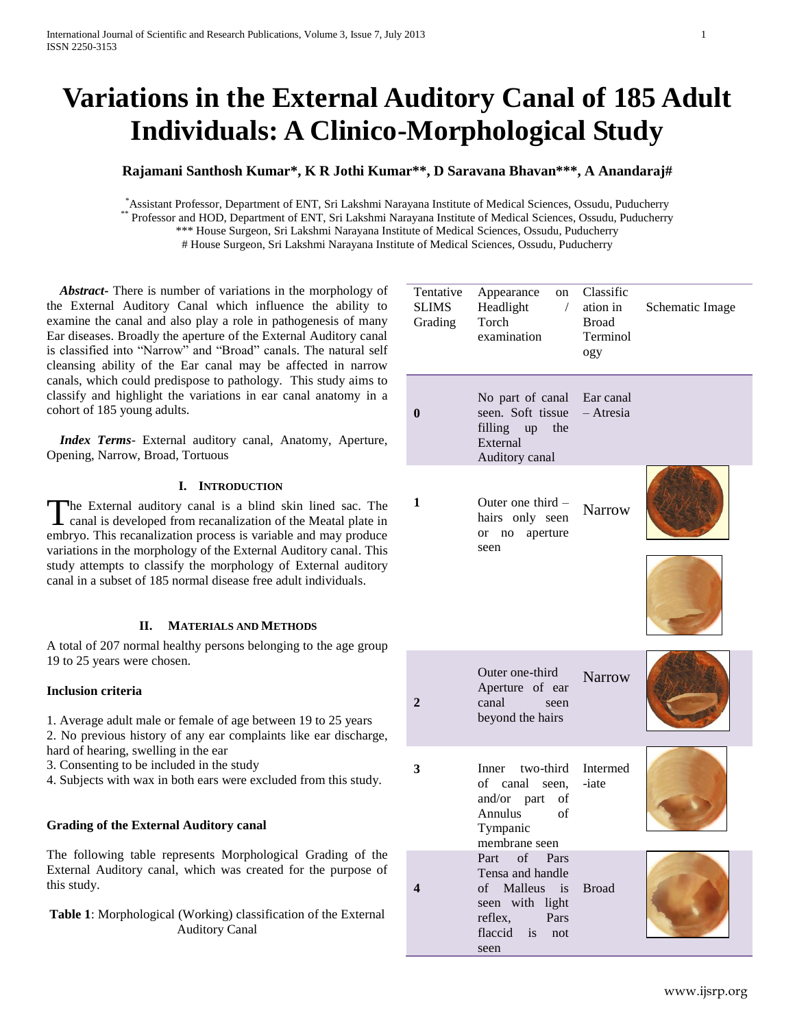# Variations in the External Auditory Canal of 185 Adult Individuals: A Clinico-Morphological Study

**Rajamani Santhosh Kumar*, K R Jothi Kumar**, D Saravana Bhavan***, A Anandaraj#**

*Assistant Professor, Department of ENT, Sri Lakshmi Narayana Institute of Medical Sciences, Ossudu, Puducherry
** Professor and HOD, Department of ENT, Sri Lakshmi Narayana Institute of Medical Sciences, Ossudu, Puducherry
*** House Surgeon, Sri Lakshmi Narayana Institute of Medical Sciences, Ossudu, Puducherry
# House Surgeon, Sri Lakshmi Narayana Institute of Medical Sciences, Ossudu, Puducherry

***Abstract***- There is number of variations in the morphology of the External Auditory Canal which influence the ability to examine the canal and also play a role in pathogenesis of many Ear diseases. Broadly the aperture of the External Auditory canal is classified into "Narrow" and "Broad" canals. The natural self cleansing ability of the Ear canal may be affected in narrow canals, which could predispose to pathology. This study aims to classify and highlight the variations in ear canal anatomy in a cohort of 185 young adults.

***Index Terms***- External auditory canal, Anatomy, Aperture, Opening, Narrow, Broad, Tortuous

## I. Introduction

The External auditory canal is a blind skin lined sac. The canal is developed from recanalization of the Meatal plate in embryo. This recanalization process is variable and may produce variations in the morphology of the External Auditory canal. This study attempts to classify the morphology of External auditory canal in a subset of 185 normal disease free adult individuals.

## II. Materials and Methods

A total of 207 normal healthy persons belonging to the age group 19 to 25 years were chosen.

### Inclusion criteria

1. Average adult male or female of age between 19 to 25 years
2. No previous history of any ear complaints like ear discharge, hard of hearing, swelling in the ear
3. Consenting to be included in the study
4. Subjects with wax in both ears were excluded from this study.

### Grading of the External Auditory canal

The following table represents Morphological Grading of the External Auditory canal, which was created for the purpose of this study.

**Table 1**: Morphological (Working) classification of the External Auditory Canal

| Tentative SLIMS Grading | Appearance on Headlight / Torch examination | Classification in Broad Terminology | Schematic Image |
|---|---|---|---|
| **0** | No part of canal seen. Soft tissue filling up the External Auditory canal | Ear canal – Atresia | |
| **1** | Outer one third – hairs only seen or no aperture seen | Narrow | |
| **2** | Outer one-third Aperture of ear canal seen beyond the hairs | Narrow | |
| **3** | Inner two-third of canal seen, and/or part of Annulus of Tympanic membrane seen | Intermed-iate | |
| **4** | Part of Pars Tensa and handle of Malleus is seen with light reflex, Pars flaccid is not seen | Broad | |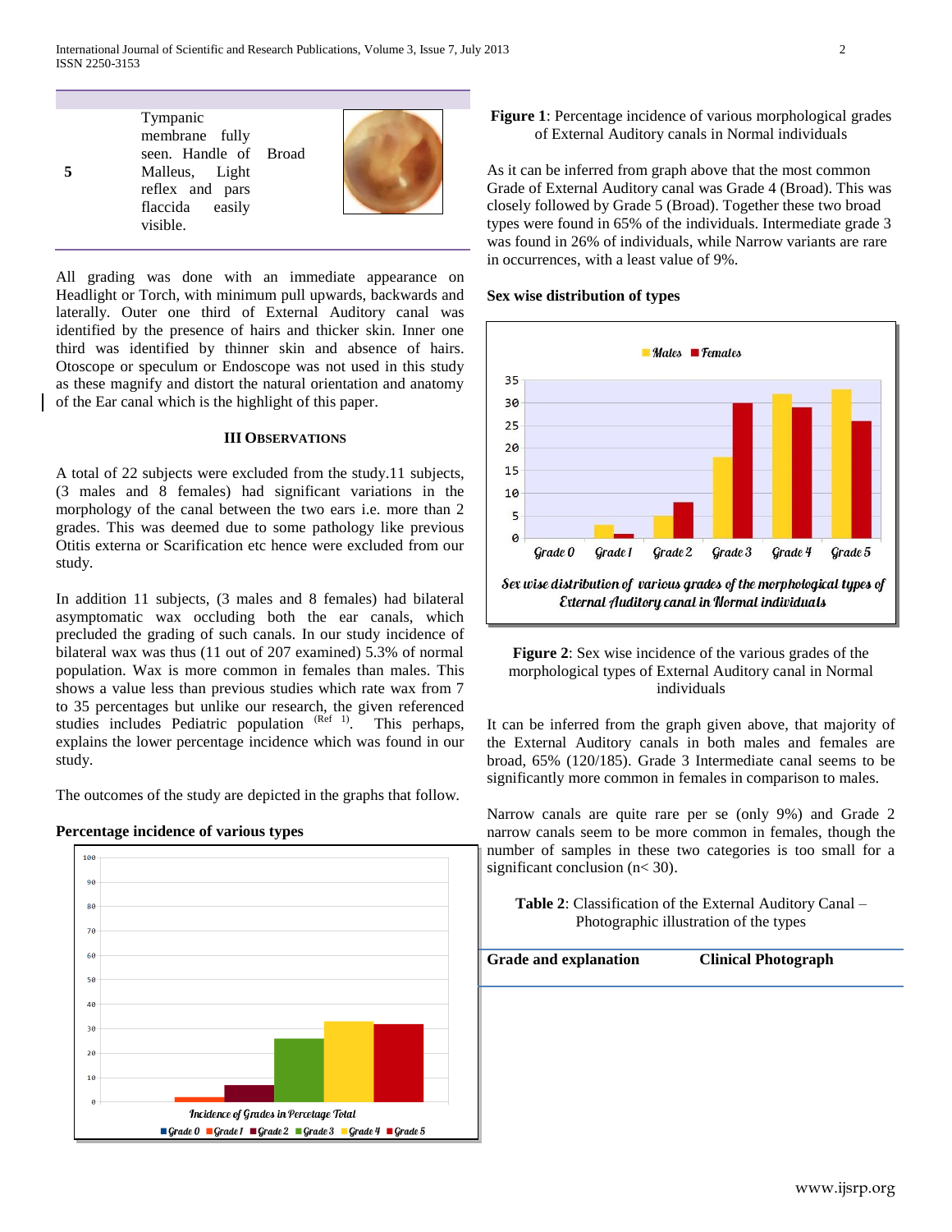| 5 | Tympanic membrane fully seen. Handle of Malleus, Light reflex and pars flaccida easily visible. | Broad | |
|---|---|---|---|

All grading was done with an immediate appearance on Headlight or Torch, with minimum pull upwards, backwards and laterally. Outer one third of External Auditory canal was identified by the presence of hairs and thicker skin. Inner one third was identified by thinner skin and absence of hairs. Otoscope or speculum or Endoscope was not used in this study as these magnify and distort the natural orientation and anatomy of the Ear canal which is the highlight of this paper.

## III Observations

A total of 22 subjects were excluded from the study.11 subjects, (3 males and 8 females) had significant variations in the morphology of the canal between the two ears i.e. more than 2 grades. This was deemed due to some pathology like previous Otitis externa or Scarification etc hence were excluded from our study.

In addition 11 subjects, (3 males and 8 females) had bilateral asymptomatic wax occluding both the ear canals, which precluded the grading of such canals. In our study incidence of bilateral wax was thus (11 out of 207 examined) 5.3% of normal population. Wax is more common in females than males. This shows a value less than previous studies which rate wax from 7 to 35 percentages but unlike our research, the given referenced studies includes Pediatric population [Ref 1]. This perhaps, explains the lower percentage incidence which was found in our study.

The outcomes of the study are depicted in the graphs that follow.

**Percentage incidence of various types**

Incidence of Grades in Percetage Total

Grade 0 | Grade 1 | Grade 2 | Grade 3 | Grade 4 | Grade 5

**Figure 1**: Percentage incidence of various morphological grades of External Auditory canals in Normal individuals

As it can be inferred from graph above that the most common Grade of External Auditory canal was Grade 4 (Broad). This was closely followed by Grade 5 (Broad). Together these two broad types were found in 65% of the individuals. Intermediate grade 3 was found in 26% of individuals, while Narrow variants are rare in occurrences, with a least value of 9%.

**Sex wise distribution of types**

Males | Females

Sex wise distribution of various grades of the morphological types of External Auditory canal in Normal individuals

**Figure 2**: Sex wise incidence of the various grades of the morphological types of External Auditory canal in Normal individuals

It can be inferred from the graph given above, that majority of the External Auditory canals in both males and females are broad, 65% (120/185). Grade 3 Intermediate canal seems to be significantly more common in females in comparison to males.

Narrow canals are quite rare per se (only 9%) and Grade 2 narrow canals seem to be more common in females, though the number of samples in these two categories is too small for a significant conclusion (n< 30).

**Table 2**: Classification of the External Auditory Canal – Photographic illustration of the types

| Grade and explanation | Clinical Photograph |
|---|---|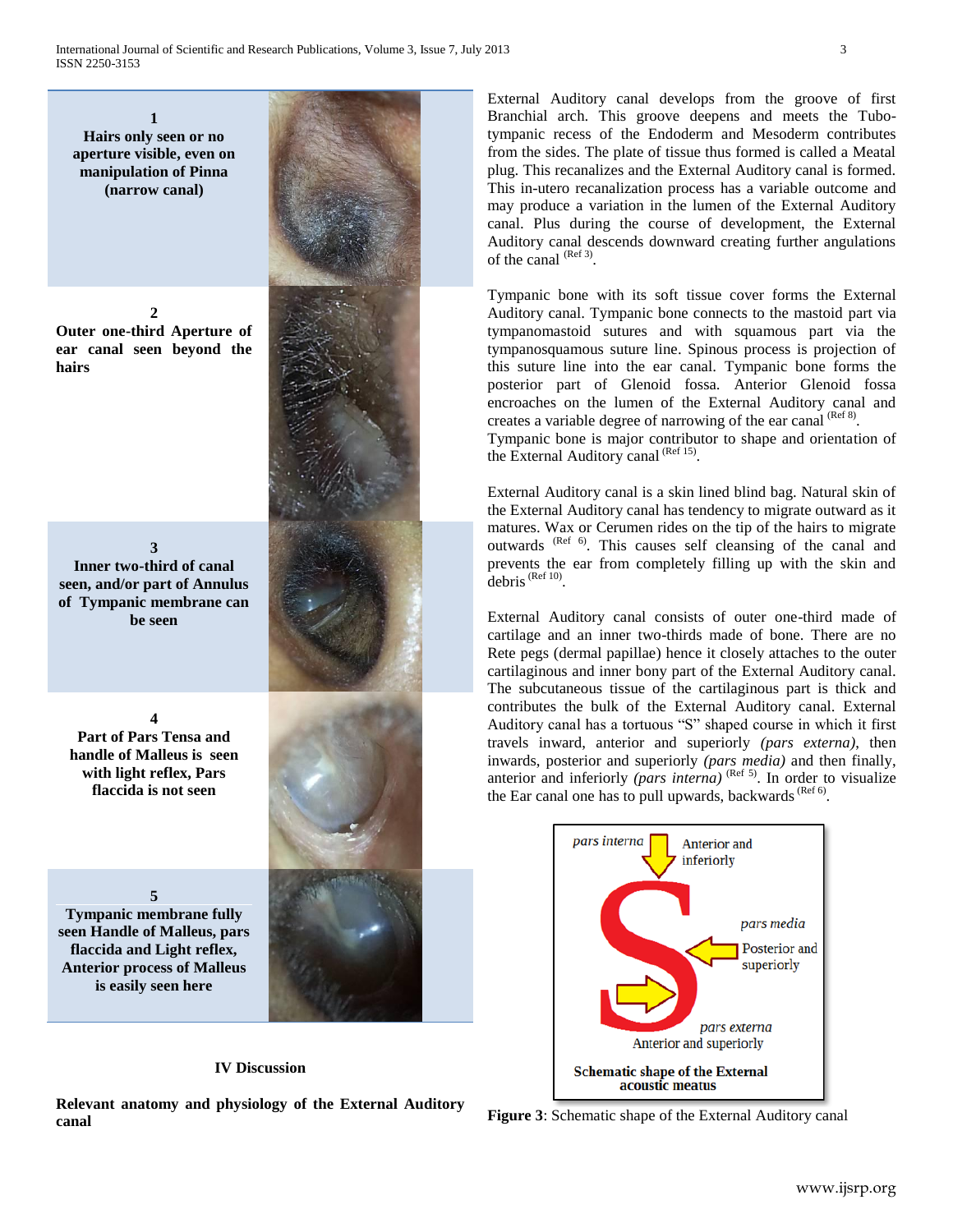| Grade | Description |
|---|---|
| 1 | **Hairs only seen or no aperture visible, even on manipulation of Pinna (narrow canal)** |
| 2 | **Outer one-third Aperture of ear canal seen beyond the hairs** |
| 3 | **Inner two-third of canal seen, and/or part of Annulus of Tympanic membrane can be seen** |
| 4 | **Part of Pars Tensa and handle of Malleus is seen with light reflex, Pars flaccida is not seen** |
| 5 | **Tympanic membrane fully seen Handle of Malleus, pars flaccida and Light reflex, Anterior process of Malleus is easily seen here** |

## IV Discussion

**Relevant anatomy and physiology of the External Auditory canal**

External Auditory canal develops from the groove of first Branchial arch. This groove deepens and meets the Tubo-tympanic recess of the Endoderm and Mesoderm contributes from the sides. The plate of tissue thus formed is called a Meatal plug. This recanalizes and the External Auditory canal is formed. This in-utero recanalization process has a variable outcome and may produce a variation in the lumen of the External Auditory canal. Plus during the course of development, the External Auditory canal descends downward creating further angulations of the canal [Ref 3].

Tympanic bone with its soft tissue cover forms the External Auditory canal. Tympanic bone connects to the mastoid part via tympanomastoid sutures and with squamous part via the tympanosquamous suture line. Spinous process is projection of this suture line into the ear canal. Tympanic bone forms the posterior part of Glenoid fossa. Anterior Glenoid fossa encroaches on the lumen of the External Auditory canal and creates a variable degree of narrowing of the ear canal [Ref 8].
Tympanic bone is major contributor to shape and orientation of the External Auditory canal [Ref 15].

External Auditory canal is a skin lined blind bag. Natural skin of the External Auditory canal has tendency to migrate outward as it matures. Wax or Cerumen rides on the tip of the hairs to migrate outwards [Ref 6]. This causes self cleansing of the canal and prevents the ear from completely filling up with the skin and debris [Ref 10].

External Auditory canal consists of outer one-third made of cartilage and an inner two-thirds made of bone. There are no Rete pegs (dermal papillae) hence it closely attaches to the outer cartilaginous and inner bony part of the External Auditory canal. The subcutaneous tissue of the cartilaginous part is thick and contributes the bulk of the External Auditory canal. External Auditory canal has a tortuous "S" shaped course in which it first travels inward, anterior and superiorly *(pars externa)*, then inwards, posterior and superiorly *(pars media)* and then finally, anterior and inferiorly *(pars interna)* [Ref 5]. In order to visualize the Ear canal one has to pull upwards, backwards [Ref 6].

*pars interna* — Anterior and inferiorly
*pars media* — Posterior and superiorly
*pars externa* — Anterior and superiorly
**Schematic shape of the External acoustic meatus**

**Figure 3**: Schematic shape of the External Auditory canal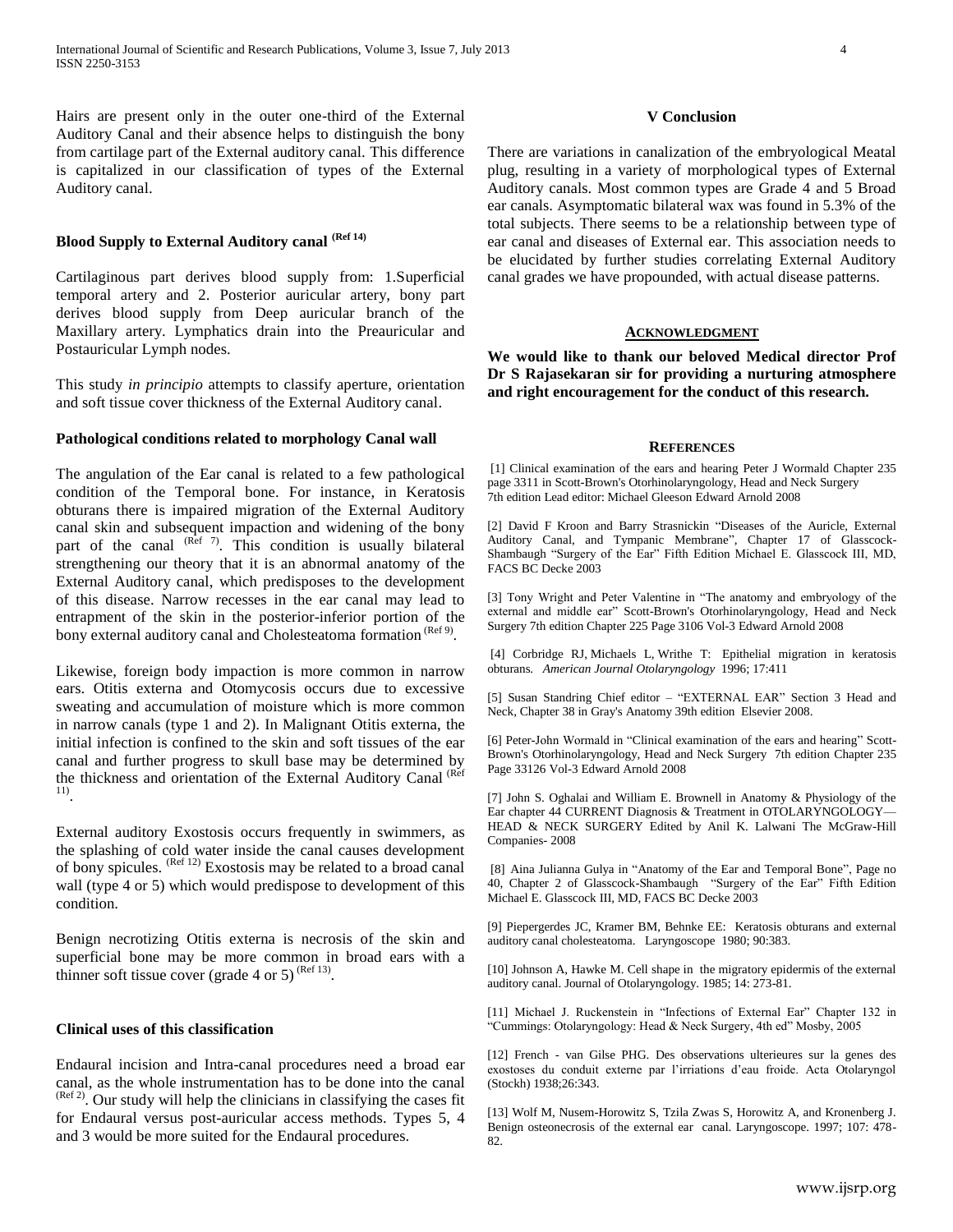Hairs are present only in the outer one-third of the External Auditory Canal and their absence helps to distinguish the bony from cartilage part of the External auditory canal. This difference is capitalized in our classification of types of the External Auditory canal.

### Blood Supply to External Auditory canal (Ref 14)

Cartilaginous part derives blood supply from: 1.Superficial temporal artery and 2. Posterior auricular artery, bony part derives blood supply from Deep auricular branch of the Maxillary artery. Lymphatics drain into the Preauricular and Postauricular Lymph nodes.

This study *in principio* attempts to classify aperture, orientation and soft tissue cover thickness of the External Auditory canal.

### Pathological conditions related to morphology Canal wall

The angulation of the Ear canal is related to a few pathological condition of the Temporal bone. For instance, in Keratosis obturans there is impaired migration of the External Auditory canal skin and subsequent impaction and widening of the bony part of the canal (Ref 7). This condition is usually bilateral strengthening our theory that it is an abnormal anatomy of the External Auditory canal, which predisposes to the development of this disease. Narrow recesses in the ear canal may lead to entrapment of the skin in the posterior-inferior portion of the bony external auditory canal and Cholesteatoma formation (Ref 9).

Likewise, foreign body impaction is more common in narrow ears. Otitis externa and Otomycosis occurs due to excessive sweating and accumulation of moisture which is more common in narrow canals (type 1 and 2). In Malignant Otitis externa, the initial infection is confined to the skin and soft tissues of the ear canal and further progress to skull base may be determined by the thickness and orientation of the External Auditory Canal (Ref 11).

External auditory Exostosis occurs frequently in swimmers, as the splashing of cold water inside the canal causes development of bony spicules. (Ref 12) Exostosis may be related to a broad canal wall (type 4 or 5) which would predispose to development of this condition.

Benign necrotizing Otitis externa is necrosis of the skin and superficial bone may be more common in broad ears with a thinner soft tissue cover (grade 4 or 5) (Ref 13).

### Clinical uses of this classification

Endaural incision and Intra-canal procedures need a broad ear canal, as the whole instrumentation has to be done into the canal (Ref 2). Our study will help the clinicians in classifying the cases fit for Endaural versus post-auricular access methods. Types 5, 4 and 3 would be more suited for the Endaural procedures.

## V Conclusion

There are variations in canalization of the embryological Meatal plug, resulting in a variety of morphological types of External Auditory canals. Most common types are Grade 4 and 5 Broad ear canals. Asymptomatic bilateral wax was found in 5.3% of the total subjects. There seems to be a relationship between type of ear canal and diseases of External ear. This association needs to be elucidated by further studies correlating External Auditory canal grades we have propounded, with actual disease patterns.

## Acknowledgment

**We would like to thank our beloved Medical director Prof Dr S Rajasekaran sir for providing a nurturing atmosphere and right encouragement for the conduct of this research.**

## References

[1] Clinical examination of the ears and hearing Peter J Wormald Chapter 235 page 3311 in Scott-Brown's Otorhinolaryngology, Head and Neck Surgery 7th edition Lead editor: Michael Gleeson Edward Arnold 2008

[2] David F Kroon and Barry Strasnickin "Diseases of the Auricle, External Auditory Canal, and Tympanic Membrane", Chapter 17 of Glasscock-Shambaugh "Surgery of the Ear" Fifth Edition Michael E. Glasscock III, MD, FACS BC Decke 2003

[3] Tony Wright and Peter Valentine in "The anatomy and embryology of the external and middle ear" Scott-Brown's Otorhinolaryngology, Head and Neck Surgery 7th edition Chapter 225 Page 3106 Vol-3 Edward Arnold 2008

[4] Corbridge RJ, Michaels L, Writhe T: Epithelial migration in keratosis obturans. *American Journal Otolaryngology* 1996; 17:411

[5] Susan Standring Chief editor – "EXTERNAL EAR" Section 3 Head and Neck, Chapter 38 in Gray's Anatomy 39th edition Elsevier 2008.

[6] Peter-John Wormald in "Clinical examination of the ears and hearing" Scott-Brown's Otorhinolaryngology, Head and Neck Surgery 7th edition Chapter 235 Page 33126 Vol-3 Edward Arnold 2008

[7] John S. Oghalai and William E. Brownell in Anatomy & Physiology of the Ear chapter 44 CURRENT Diagnosis & Treatment in OTOLARYNGOLOGY—HEAD & NECK SURGERY Edited by Anil K. Lalwani The McGraw-Hill Companies- 2008

[8] Aina Julianna Gulya in "Anatomy of the Ear and Temporal Bone", Page no 40, Chapter 2 of Glasscock-Shambaugh "Surgery of the Ear" Fifth Edition Michael E. Glasscock III, MD, FACS BC Decke 2003

[9] Piepergerdes JC, Kramer BM, Behnke EE: Keratosis obturans and external auditory canal cholesteatoma. Laryngoscope 1980; 90:383.

[10] Johnson A, Hawke M. Cell shape in the migratory epidermis of the external auditory canal. Journal of Otolaryngology. 1985; 14: 273-81.

[11] Michael J. Ruckenstein in "Infections of External Ear" Chapter 132 in "Cummings: Otolaryngology: Head & Neck Surgery, 4th ed" Mosby, 2005

[12] French - van Gilse PHG. Des observations ulterieures sur la genes des exostoses du conduit externe par l'irriations d'eau froide. Acta Otolaryngol (Stockh) 1938;26:343.

[13] Wolf M, Nusem-Horowitz S, Tzila Zwas S, Horowitz A, and Kronenberg J. Benign osteonecrosis of the external ear canal. Laryngoscope. 1997; 107: 478-82.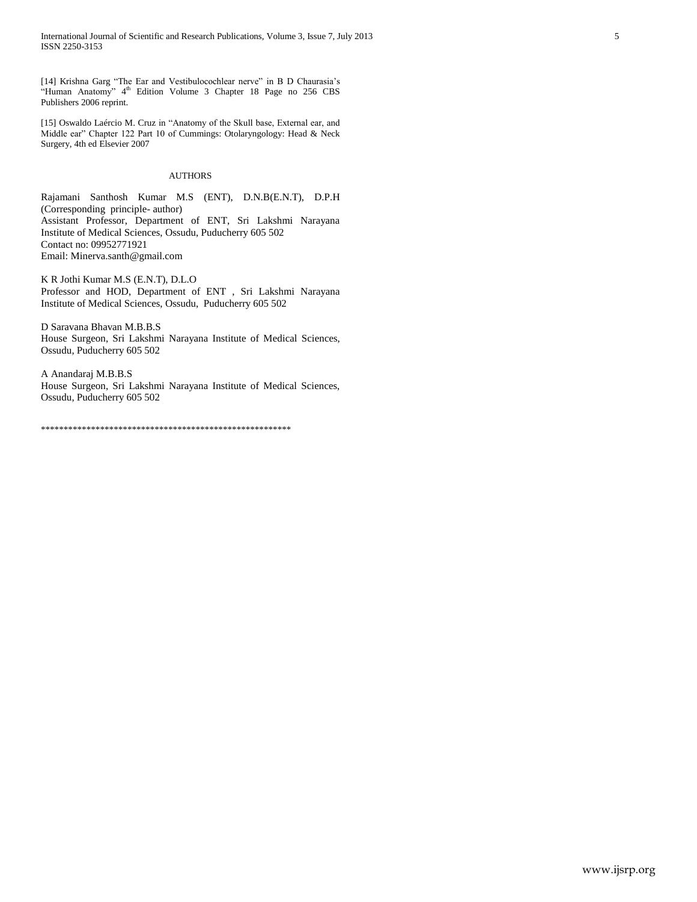[14] Krishna Garg "The Ear and Vestibulocochlear nerve" in B D Chaurasia's "Human Anatomy" 4th Edition Volume 3 Chapter 18 Page no 256 CBS Publishers 2006 reprint.

[15] Oswaldo Laércio M. Cruz in "Anatomy of the Skull base, External ear, and Middle ear" Chapter 122 Part 10 of Cummings: Otolaryngology: Head & Neck Surgery, 4th ed Elsevier 2007

## AUTHORS

Rajamani Santhosh Kumar M.S (ENT), D.N.B(E.N.T), D.P.H (Corresponding principle- author)
Assistant Professor, Department of ENT, Sri Lakshmi Narayana Institute of Medical Sciences, Ossudu, Puducherry 605 502
Contact no: 09952771921
Email: Minerva.santh@gmail.com

K R Jothi Kumar M.S (E.N.T), D.L.O
Professor and HOD, Department of ENT , Sri Lakshmi Narayana Institute of Medical Sciences, Ossudu, Puducherry 605 502

D Saravana Bhavan M.B.B.S
House Surgeon, Sri Lakshmi Narayana Institute of Medical Sciences, Ossudu, Puducherry 605 502

A Anandaraj M.B.B.S
House Surgeon, Sri Lakshmi Narayana Institute of Medical Sciences, Ossudu, Puducherry 605 502

*******************************************************